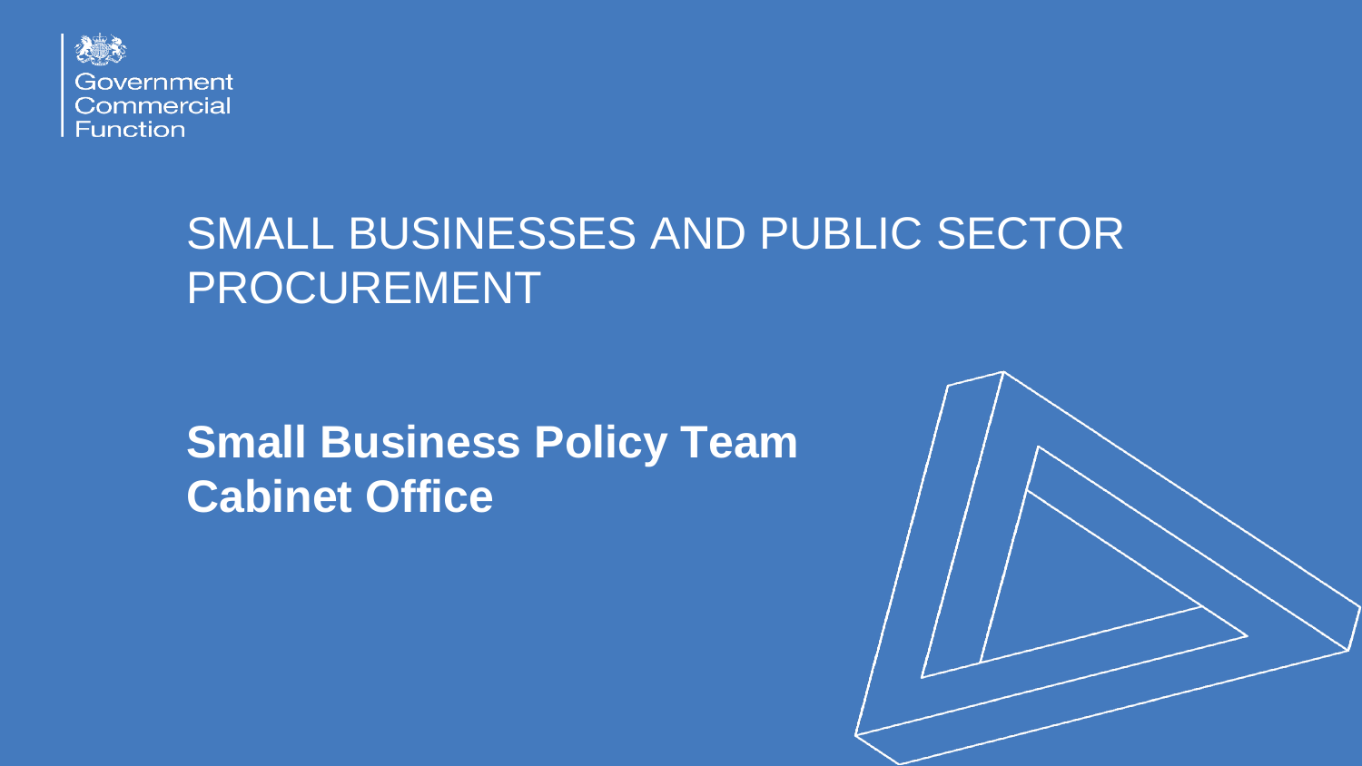Government
Commercial
Function

# SMALL BUSINESSES AND PUBLIC SECTOR PROCUREMENT

**Small Business Policy Team**
**Cabinet Office**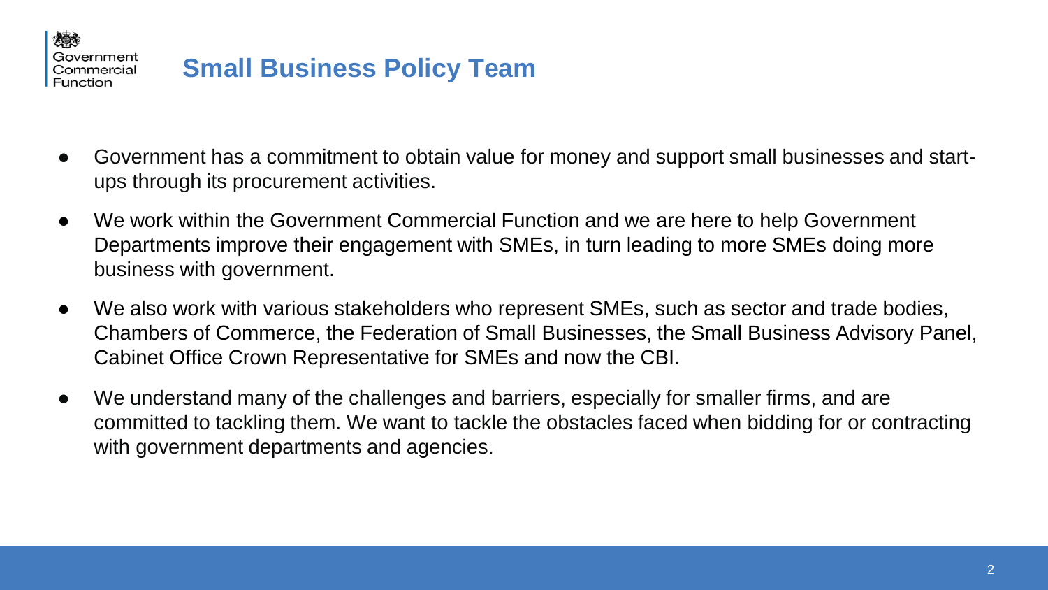# Small Business Policy Team

- Government has a commitment to obtain value for money and support small businesses and start-ups through its procurement activities.
- We work within the Government Commercial Function and we are here to help Government Departments improve their engagement with SMEs, in turn leading to more SMEs doing more business with government.
- We also work with various stakeholders who represent SMEs, such as sector and trade bodies, Chambers of Commerce, the Federation of Small Businesses, the Small Business Advisory Panel, Cabinet Office Crown Representative for SMEs and now the CBI.
- We understand many of the challenges and barriers, especially for smaller firms, and are committed to tackling them. We want to tackle the obstacles faced when bidding for or contracting with government departments and agencies.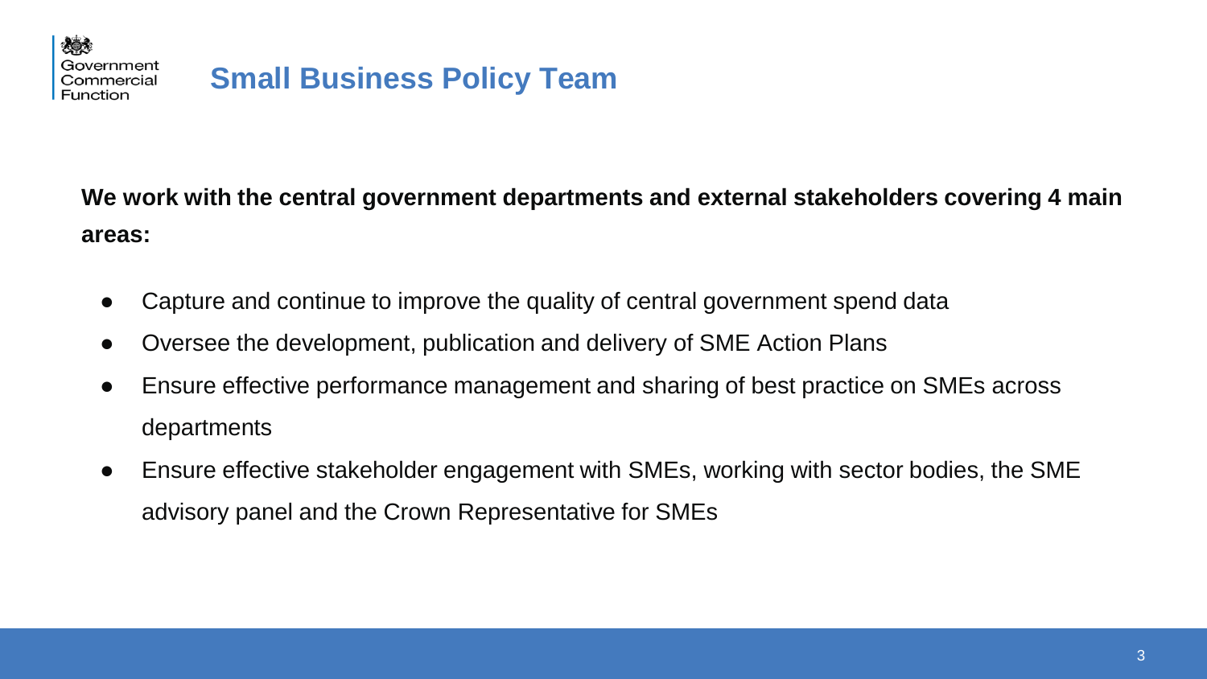# Small Business Policy Team

**We work with the central government departments and external stakeholders covering 4 main areas:**

- Capture and continue to improve the quality of central government spend data
- Oversee the development, publication and delivery of SME Action Plans
- Ensure effective performance management and sharing of best practice on SMEs across departments
- Ensure effective stakeholder engagement with SMEs, working with sector bodies, the SME advisory panel and the Crown Representative for SMEs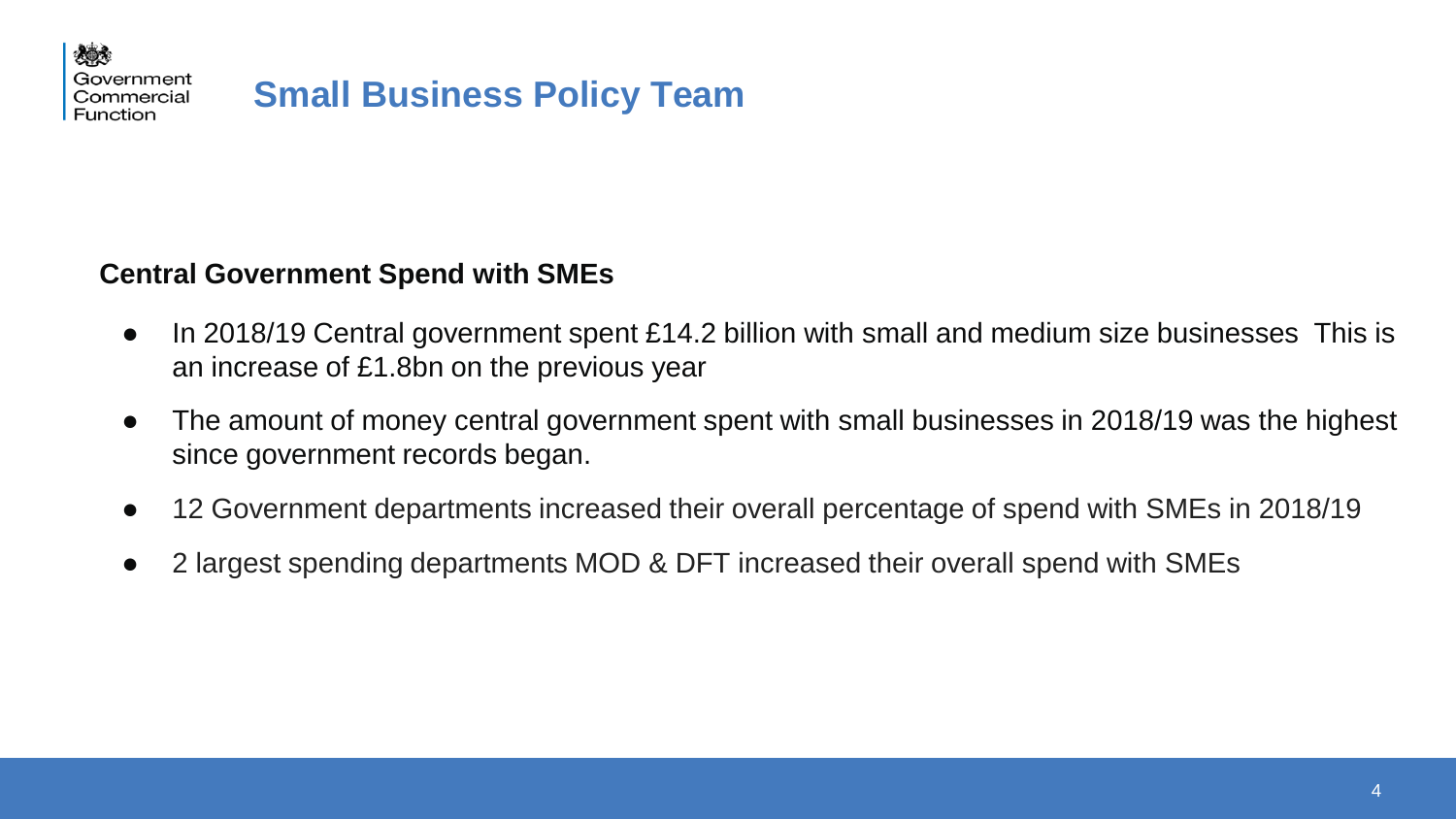# Small Business Policy Team

**Central Government Spend with SMEs**

- In 2018/19 Central government spent £14.2 billion with small and medium size businesses  This is an increase of £1.8bn on the previous year
- The amount of money central government spent with small businesses in 2018/19 was the highest since government records began.
- 12 Government departments increased their overall percentage of spend with SMEs in 2018/19
- 2 largest spending departments MOD & DFT increased their overall spend with SMEs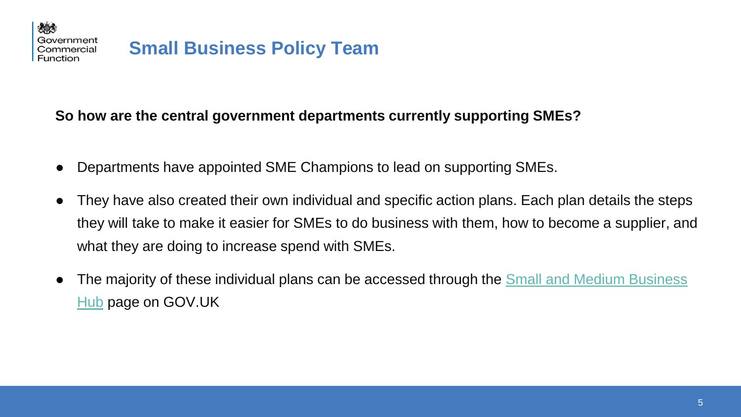## Small Business Policy Team

**So how are the central government departments currently supporting SMEs?**

- Departments have appointed SME Champions to lead on supporting SMEs.
- They have also created their own individual and specific action plans. Each plan details the steps they will take to make it easier for SMEs to do business with them, how to become a supplier, and what they are doing to increase spend with SMEs.
- The majority of these individual plans can be accessed through the Small and Medium Business Hub page on GOV.UK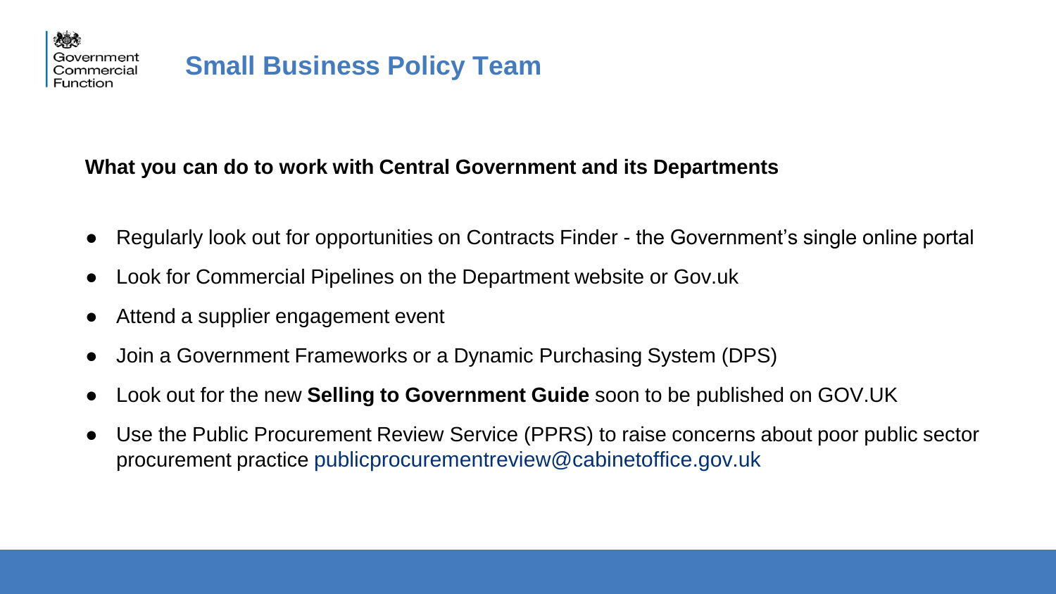Government Commercial Function

# Small Business Policy Team

**What you can do to work with Central Government and its Departments**

- Regularly look out for opportunities on Contracts Finder - the Government's single online portal
- Look for Commercial Pipelines on the Department website or Gov.uk
- Attend a supplier engagement event
- Join a Government Frameworks or a Dynamic Purchasing System (DPS)
- Look out for the new **Selling to Government Guide** soon to be published on GOV.UK
- Use the Public Procurement Review Service (PPRS) to raise concerns about poor public sector procurement practice publicprocurementreview@cabinetoffice.gov.uk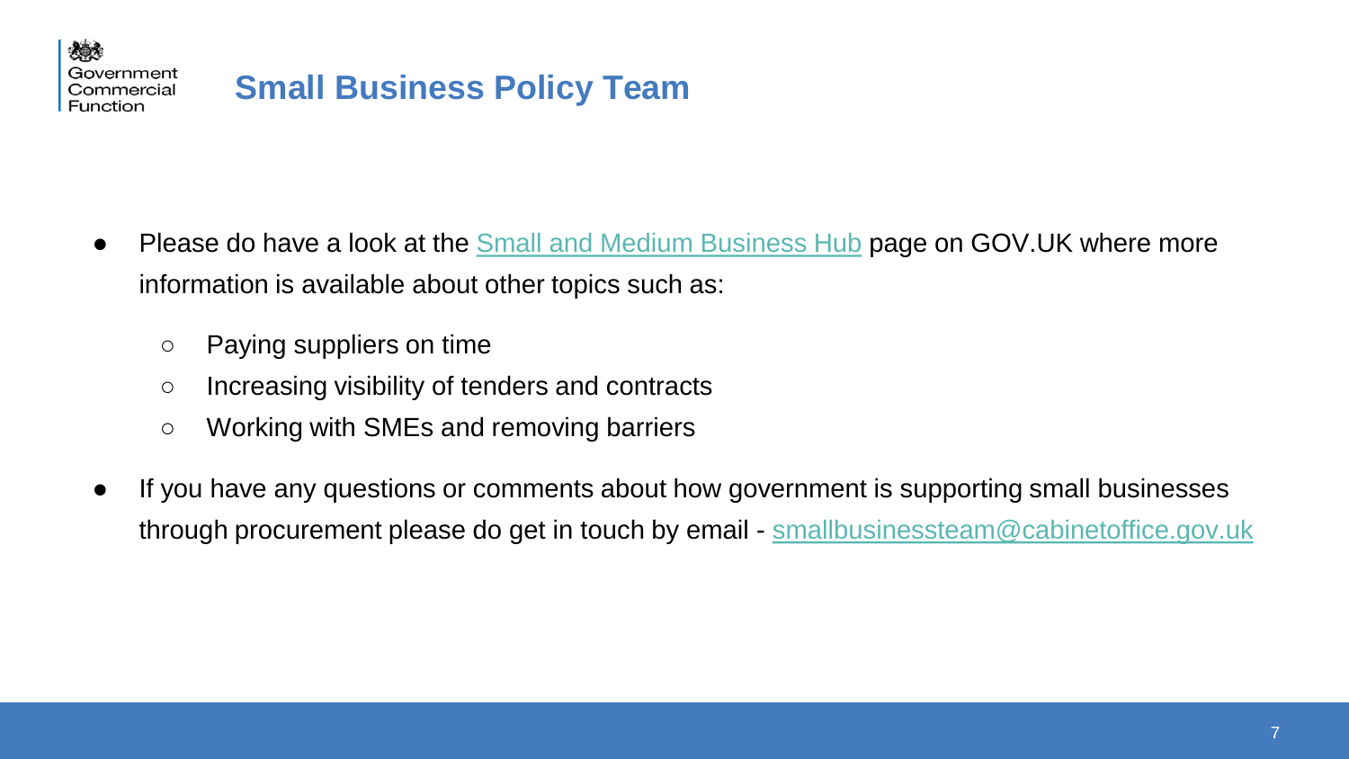Government Commercial Function

# Small Business Policy Team

- Please do have a look at the Small and Medium Business Hub page on GOV.UK where more information is available about other topics such as:
  - Paying suppliers on time
  - Increasing visibility of tenders and contracts
  - Working with SMEs and removing barriers
- If you have any questions or comments about how government is supporting small businesses through procurement please do get in touch by email - smallbusinessteam@cabinetoffice.gov.uk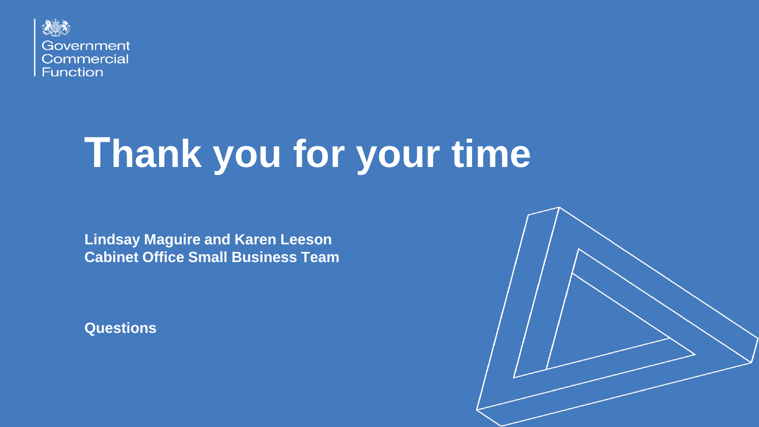Government
Commercial
Function

# Thank you for your time

**Lindsay Maguire and Karen Leeson**
**Cabinet Office Small Business Team**

**Questions**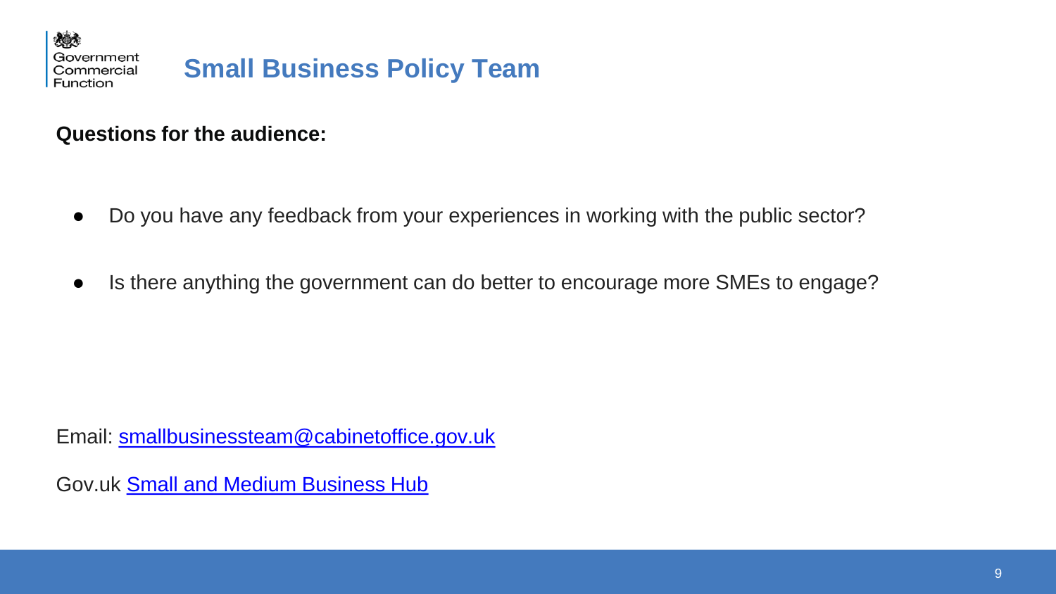Government Commercial Function

# Small Business Policy Team

**Questions for the audience:**

- Do you have any feedback from your experiences in working with the public sector?
- Is there anything the government can do better to encourage more SMEs to engage?

Email: [smallbusinessteam@cabinetoffice.gov.uk](mailto:smallbusinessteam@cabinetoffice.gov.uk)

Gov.uk Small and Medium Business Hub